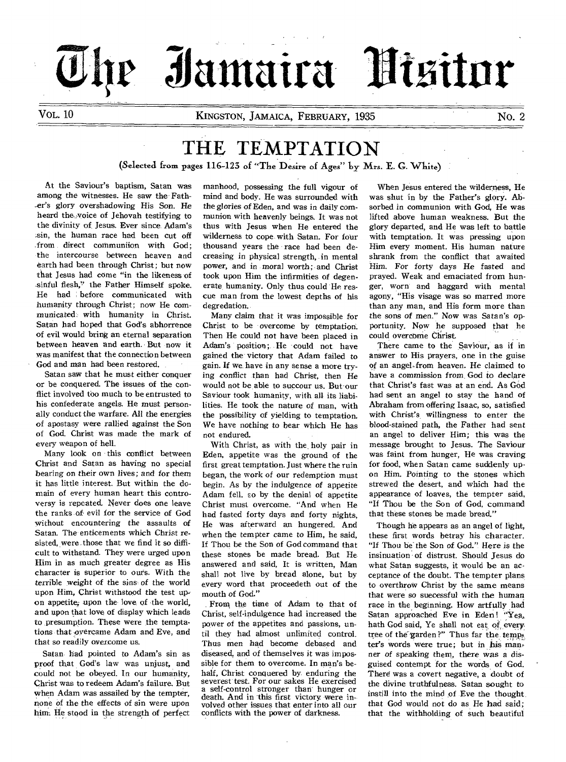# The Jamaica Visitor

VOL. 10 KINGSTON, JAMAICA, FEBRUARY, 1935 No. 2

## THE TEMPTATION

(Selected from pages 116-123 of "The Desire of Ages" by Mrs. E. G. White)

At the Saviour's baptism, Satan was among the witnesses. He saw the Father's glory overshadowing His Son. He heard the voice of Jehovah testifying to the divinity of Jesus. Ever since Adam's sin, the human race had been cut off from direct communion with God; the intercourse between heaven and earth had been through Christ; but now that Jesus had come "in the likeness of sinful flesh," the Father Himself spoke. He had before communicated with humanity through Christ; now He communicated with humanity in Christ. Satan had hoped that God's abhorrence of evil would bring an eternal separation between heaven and earth. But now it was manifest that the connection between God and man had been restored.

Satan saw that he must either conquer or be conquered. The issues of the conflict involved too much to be entrusted to his confederate angels. He must personally conduct the warfare. All the energies of apostasy were rallied against the Son of God. Christ was made the mark of every weapon of hell.

Many look on this conflict between Christ and Satan as having no special bearing on their own lives; and for them it has little interest. But within the domain of every human heart this controversy is repeated. Never does one leave the ranks of evil for the service of God without encountering the assaults of Satan. The enticements which Christ resisted, were those that we find it so difficult to withstand. They were urged upon Him in as much greater degree as His character is superior to ours. With the terrible weight of the sins of the world upon Him, Christ withstood the test upon appetite, upon the love of the world, and upon that love of display which leads to presumption. These were the temptations that overcame Adam and Eve, and that so readily overcome us.

Satan had pointed to Adam's sin as proof that God's law was unjust, and could not be obeyed. In our humanity, Christ was to redeem Adam's failure. But when Adam was assailed by the tempter, none of the the effects of sin were upon him. He stood in the strength of perfect manhood, possessing the full vigour of mind and body. He was surrounded with the glories of Eden, and was in daily communion with heavenly beings. It was not thus with Jesus when He entered the wilderness to cope with Satan. For four thousand years the race had been decreasing in physical strength, in mental power, and in moral worth; and Christ took upon Him the infirmities of degenerate humanity. Only thus could He rescue man from the lowest depths of his degradation.

Many claim that it was impossible for Christ to be overcome by temptation. Then He could not have been placed in Adam's position; He could not have gained the victory that Adam failed to gain. If we have in any sense a more trying conflict than had Christ, then He would not be able to succour us. But our Saviour took humanity, with all its liabilities. He took the nature of man, with the possibility of yielding to temptation. We have nothing to bear which He has not endured.

With Christ, as with the holy pair in Eden, appetite was the ground of the first great temptation. Just where the ruin began, the work of our redemption must begin. As by the indulgence of appetite Adam fell. so by the denial of appetite Christ must overcome. "And when He had fasted forty days and forty nights, He was afterward an hungered. And when the tempter came to Him, he said, If Thou be the Son of God command that these stones be made bread. But He answered and said, It is written, Man shall not live by bread alone, but by every word that proceedeth out of the mouth of God."

From the time of Adam to that of Christ, self-indulgence had increased the power of the appetites and passions, until they had almost unlimited control. Thus men had become debased and diseased, and of themselves it was impossible for them to overcome. In man's behalf, Christ conquered by enduring the severest test. For our sakes He exercised a self-control stronger than hunger or death. And in this first victory were involved other issues that enter into all our conflicts with the power of darkness.

When Jesus entered the wilderness, He was shut in by the Father's glory. Absorbed in communion with God, He was lifted above human weakness. But the glory departed, and He was left to battle with temptation. It was pressing upon Him every moment. His human nature shrank from the conflict that awaited Him. For forty days He fasted and prayed. Weak and emaciated from hunger, worn and haggard with mental agony, "His visage was so marred more than any man, and His form more than the sons of men." Now was Satan's opportunity. Now he supposed that he could overcome Christ.

There came to the Saviour, as if in answer to His prayers, one in the guise of an angel from heaven. He claimed to have a commission from God to declare that Christ's fast was at an end. As God had sent an angel to stay the hand of Abraham from offering Isaac, so, satisfied with Christ's willingness to enter the blood-stained path, the Father had sent an angel to deliver Him; this was the message brought to Jesus. The Saviour was faint from hunger, He was craving for food, when Satan came suddenly upon Him. Pointing to the stones which strewed the desert, and which had the appearance of loaves, the tempter said, "If Thou be the Son of God, command that these stones be made bread."

Though he appears as an angel of light, these first words betray his character. "If Thou be the Son of God." Here is the insinuation of distrust. Should Jesus do what Satan suggests, it would be an acceptance of the doubt. The tempter plans to overthrow Christ by the same means that were so successful with the human race in the beginning. How artfully had Satan approached Eve in Eden! "Yea, hath God said, Ye shall not eat of every tree of the garden?" Thus far the tempter's words were true; but in his manner of speaking them, there was a disguised contempt for the words of God. There was a covert negative, a doubt of the divine truthfulness. Satan sought to instill into the mind of Eve the thought that God would not do as He had said; that the withholding of such beautiful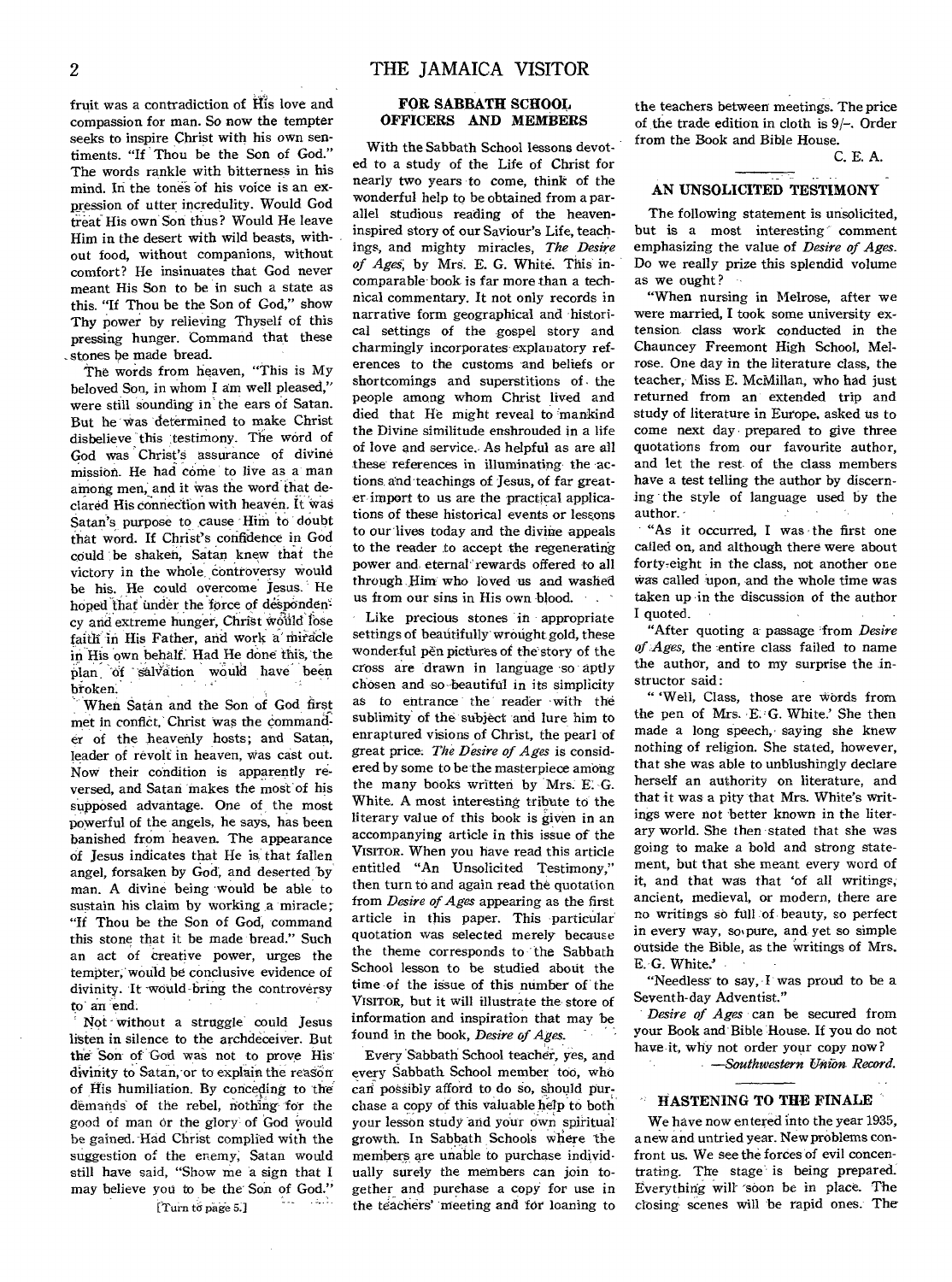fruit was a contradiction of His love and compassion for man. So now the tempter seeks to inspire Christ with his own sentiments. "If Thou be the Son of God." The words rankle with bitterness in his mind. In the tones of his voice is an expression of utter incredulity. Would God treat His own Son thus? Would He leave Him in the desert with wild beasts, without food, without companions, without comfort? He insinuates that God never meant His Son to be in such a state as this. "If Thou be the Son of God," show Thy power by relieving Thyself of this pressing hunger. Command that these stones be made bread.

The words from heaven, "This is My beloved Son, in whom I am well pleased," were still sounding in the ears of Satan. But he was determined to make Christ disbelieve this testimony. The word of God was Christ's assurance of divine mission. He had come to live as a man among men, and it was the word that declared His connection with heaven. It was Satan's purpose to cause Him to doubt that word. If Christ's confidence in God could be shaken, Satan knew that the victory in the whole controversy would be his. He could overcome Jesus. He hoped that under the force of despondency and extreme hunger, Christ would lose faith in His Father, and work a miracle in His own behalf. Had He done this, the plan of salvation would have been broken.

When Satan and the Son of God first met in conflict, Christ was the commander of the heavenly hosts; and Satan, leader of revolt in heaven, was cast out. Now their condition is apparently reversed, and Satan makes the most of his supposed advantage. One of the most powerful of the angels, he says, has been banished from heaven. The appearance of Jesus indicates that He is that fallen angel, forsaken by God, and deserted by man. A divine being would be able to sustain his claim by working a miracle; "If Thou be the Son of God, command this stone that it be made bread." Such an act of creative power, urges the tempter, would be conclusive evidence of divinity. It would bring the controversy to an end.

Not without a struggle could Jesus listen in silence to the archdeceiver. But the Son of God was not to prove His divinity to Satan, or to explain the reason of His humiliation. By conceding to the demands of the rebel, nothing for the good of man or the glory of God would be gained. Had Christ complied with the suggestion of the enemy, Satan would still have said, "Show me a sign that I may believe you to be the Son of God."

[Turn to page 5.]

## FOR SABBATH SCHOOL OFFICERS AND MEMBERS

With the Sabbath School lessons devoted to a study of the Life of Christ for nearly two years to come, think of the wonderful help to be obtained from a parallel studious reading of the heaven-inspired story of our Saviour's Life, teachings, and mighty miracles, *The Desire of Ages*, by Mrs. E. G. White. This incomparable book is far more than a technical commentary. It not only records in narrative form geographical and historical settings of the gospel story and charmingly incorporates explanatory references to the customs and beliefs or shortcomings and superstitions of the people among whom Christ lived and died that He might reveal to mankind the Divine similitude enshrouded in a life of love and service. As helpful as are all these references in illuminating the actions and teachings of Jesus, of far greater import to us are the practical applications of these historical events or lessons to our lives today and the divine appeals to the reader to accept the regenerating power and eternal rewards offered to all through Him who loved us and washed us from our sins in His own blood.

Like precious stones in appropriate settings of beautifully wrought gold, these wonderful pen pictures of the story of the cross are drawn in language so aptly chosen and so beautiful in its simplicity as to entrance the reader with the sublimity of the subject and lure him to enraptured visions of Christ, the pearl of great price. *The Desire of Ages* is considered by some to be the masterpiece among the many books written by Mrs. E. G. White. A most interesting tribute to the literary value of this book is given in an accompanying article in this issue of the VISITOR. When you have read this article entitled "An Unsolicited Testimony," then turn to and again read the quotation from *Desire of Ages* appearing as the first article in this paper. This particular quotation was selected merely because the theme corresponds to the Sabbath School lesson to be studied about the time of the issue of this number of the VISITOR, but it will illustrate the store of information and inspiration that may be found in the book, *Desire of Ages.*

Every Sabbath School teacher, yes, and every Sabbath School member too, who can possibly afford to do so, should purchase a copy of this valuable help to both your lesson study and your own spiritual growth. In Sabbath Schools where the members are unable to purchase individually surely the members can join together and purchase a copy for use in the teachers' meeting and for loaning to the teachers between meetings. The price of the trade edition in cloth is 9/-. Order from the Book and Bible House.

C. E. A.

## AN UNSOLICITED TESTIMONY

The following statement is unsolicited, but is a most interesting comment emphasizing the value of *Desire of Ages*. Do we really prize this splendid volume as we ought?

"When nursing in Melrose, after we were married, I took some university extension class work conducted in the Chauncey Freemont High School, Melrose. One day in the literature class, the teacher, Miss E. McMillan, who had just returned from an extended trip and study of literature in Europe, asked us to come next day prepared to give three quotations from our favourite author, and let the rest of the class members have a test telling the author by discerning the style of language used by the author.

"As it occurred, I was the first one called on, and although there were about forty-eight in the class, not another one was called upon, and the whole time was taken up in the discussion of the author I quoted.

"After quoting a passage from *Desire of Ages*, the entire class failed to name the author, and to my surprise the instructor said:

"'Well, Class, those are words from the pen of Mrs. E. G. White.' She then made a long speech, saying she knew nothing of religion. She stated, however, that she was able to unblushingly declare herself an authority on literature, and that it was a pity that Mrs. White's writings were not better known in the literary world. She then stated that she was going to make a bold and strong statement, but that she meant every word of it, and that was that 'of all writings, ancient, medieval, or modern, there are no writings so full of beauty, so perfect in every way, so pure, and yet so simple outside the Bible, as the writings of Mrs. E. G. White.'

"Needless to say, I was proud to be a Seventh-day Adventist."

*Desire of Ages* can be secured from your Book and Bible House. If you do not have it, why not order your copy now?

—*Southwestern Union Record.*

## HASTENING TO THE FINALE

We have now entered into the year 1935, a new and untried year. New problems confront us. We see the forces of evil concentrating. The stage is being prepared. Everything will soon be in place. The closing scenes will be rapid ones. The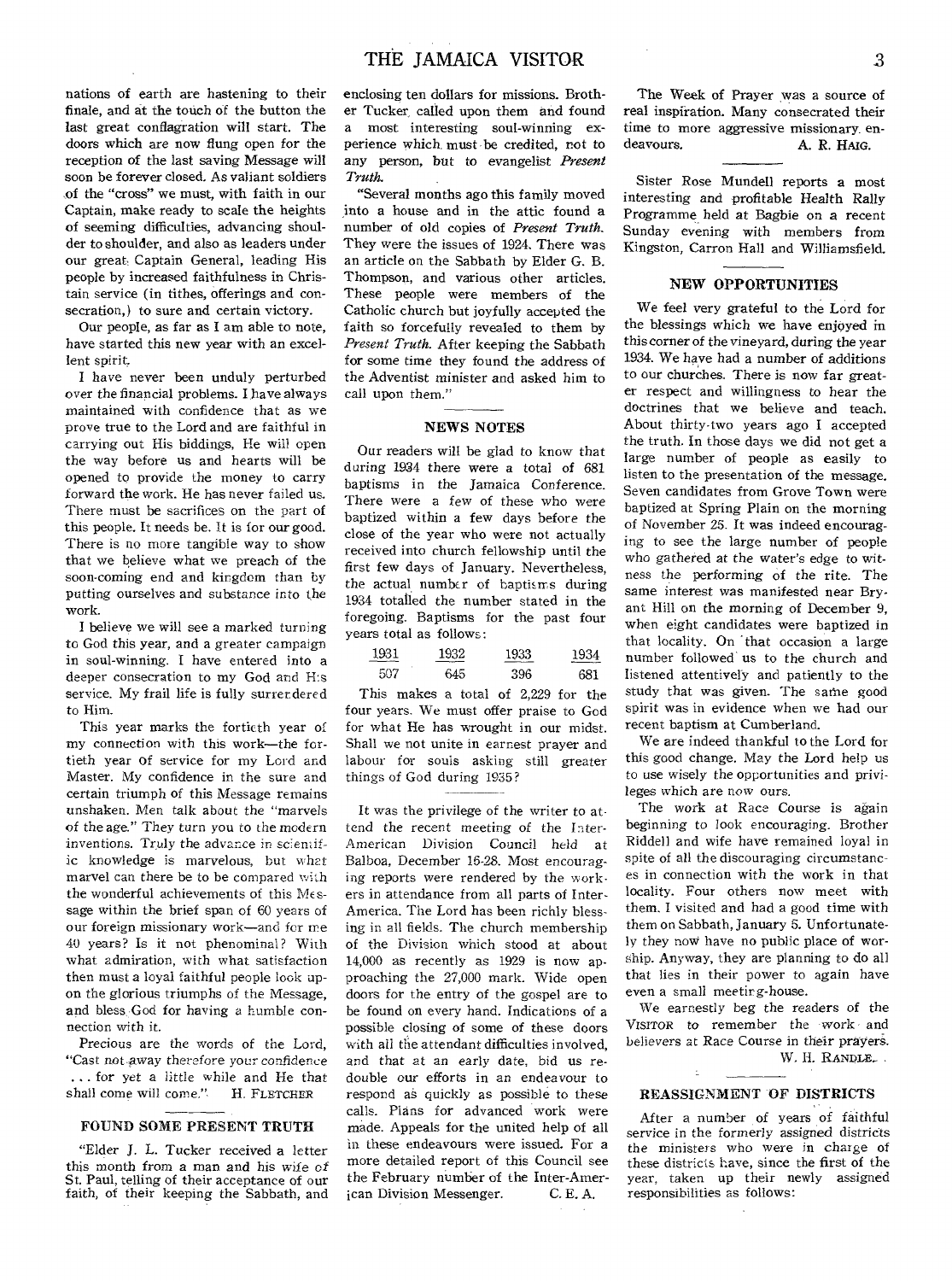nations of earth are hastening to their finale, and at the touch of the button the last great conflagration will start. The doors which are now flung open for the reception of the last saving Message will soon be forever closed. As valiant soldiers of the "cross" we must, with faith in our Captain, make ready to scale the heights of seeming difficulties, advancing shoulder to shoulder, and also as leaders under our great Captain General, leading His people by increased faithfulness in Christain service (in tithes, offerings and consecration,) to sure and certain victory.

Our people, as far as I am able to note, have started this new year with an excellent spirit.

I have never been unduly perturbed over the financial problems. I have always maintained with confidence that as we prove true to the Lord and are faithful in carrying out His biddings, He will open the way before us and hearts will be opened to provide the money to carry forward the work. He has never failed us. There must be sacrifices on the part of this people. It needs be. It is for our good. There is no more tangible way to show that we believe what we preach of the soon-coming end and kingdom than by putting ourselves and substance into the work.

I believe we will see a marked turning to God this year, and a greater campaign in soul-winning. I have entered into a deeper consecration to my God and His service. My frail life is fully surrendered to Him.

This year marks the fortieth year of my connection with this work—the fortieth year of service for my Lord and Master. My confidence in the sure and certain triumph of this Message remains unshaken. Men talk about the "marvels of the age." They turn you to the modern inventions. Truly the advance in scientific knowledge is marvelous, but what marvel can there be to be compared with the wonderful achievements of this Message within the brief span of 60 years of our foreign missionary work—and for me 40 years? Is it not phenominal? With what admiration, with what satisfaction then must a loyal faithful people look upon the glorious triumphs of the Message, and bless God for having a humble connection with it.

Precious are the words of the Lord, "Cast not away therefore your confidence . . . for yet a little while and He that shall come will come." H. FLETCHER

## FOUND SOME PRESENT TRUTH

"Elder J. L. Tucker received a letter this month from a man and his wife of St. Paul, telling of their acceptance of our faith, of their keeping the Sabbath, and enclosing ten dollars for missions. Brother Tucker called upon them and found a most interesting soul-winning experience which must be credited, not to any person, but to evangelist *Present Truth*.

"Several months ago this family moved into a house and in the attic found a number of old copies of *Present Truth*. They were the issues of 1924. There was an article on the Sabbath by Elder G. B. Thompson, and various other articles. These people were members of the Catholic church but joyfully accepted the faith so forcefully revealed to them by *Present Truth*. After keeping the Sabbath for some time they found the address of the Adventist minister and asked him to call upon them."

## NEWS NOTES

Our readers will be glad to know that during 1934 there were a total of 681 baptisms in the Jamaica Conference. There were a few of these who were baptized within a few days before the close of the year who were not actually received into church fellowship until the first few days of January. Nevertheless, the actual number of baptisms during 1934 totalled the number stated in the foregoing. Baptisms for the past four years total as follows:

| 1931 | 1932 | 1933 | 1934 |
|---|---|---|---|
| 507 | 645 | 396 | 681 |

This makes a total of 2,229 for the four years. We must offer praise to God for what He has wrought in our midst. Shall we not unite in earnest prayer and labour for souls asking still greater things of God during 1935?

It was the privilege of the writer to attend the recent meeting of the Inter-American Division Council held at Balboa, December 16-28. Most encouraging reports were rendered by the workers in attendance from all parts of Inter-America. The Lord has been richly blessing in all fields. The church membership of the Division which stood at about 14,000 as recently as 1929 is now approaching the 27,000 mark. Wide open doors for the entry of the gospel are to be found on every hand. Indications of a possible closing of some of these doors with all the attendant difficulties involved, and that at an early date, bid us redouble our efforts in an endeavour to respond as quickly as possible to these calls. Plans for advanced work were made. Appeals for the united help of all in these endeavours were issued. For a more detailed report of this Council see the February number of the Inter-American Division Messenger. C. E. A.

The Week of Prayer was a source of real inspiration. Many consecrated their time to more aggressive missionary endeavours. A. R. HAIG.

Sister Rose Mundell reports a most interesting and profitable Health Rally Programme held at Bagbie on a recent Sunday evening with members from Kingston, Carron Hall and Williamsfield.

## NEW OPPORTUNITIES

We feel very grateful to the Lord for the blessings which we have enjoyed in this corner of the vineyard, during the year 1934. We have had a number of additions to our churches. There is now far greater respect and willingness to hear the doctrines that we believe and teach. About thirty-two years ago I accepted the truth. In those days we did not get a large number of people as easily to listen to the presentation of the message. Seven candidates from Grove Town were baptized at Spring Plain on the morning of November 25. It was indeed encouraging to see the large number of people who gathered at the water's edge to witness the performing of the rite. The same interest was manifested near Bryant Hill on the morning of December 9, when eight candidates were baptized in that locality. On that occasion a large number followed us to the church and listened attentively and patiently to the study that was given. The same good spirit was in evidence when we had our recent baptism at Cumberland.

We are indeed thankful to the Lord for this good change. May the Lord help us to use wisely the opportunities and privileges which are now ours.

The work at Race Course is again beginning to look encouraging. Brother Riddell and wife have remained loyal in spite of all the discouraging circumstances in connection with the work in that locality. Four others now meet with them. I visited and had a good time with them on Sabbath, January 5. Unfortunately they now have no public place of worship. Anyway, they are planning to do all that lies in their power to again have even a small meeting-house.

We earnestly beg the readers of the VISITOR to remember the work and believers at Race Course in their prayers.

W. H. RANDLE.

## REASSIGNMENT OF DISTRICTS

After a number of years of faithful service in the formerly assigned districts the ministers who were in charge of these districts have, since the first of the year, taken up their newly assigned responsibilities as follows: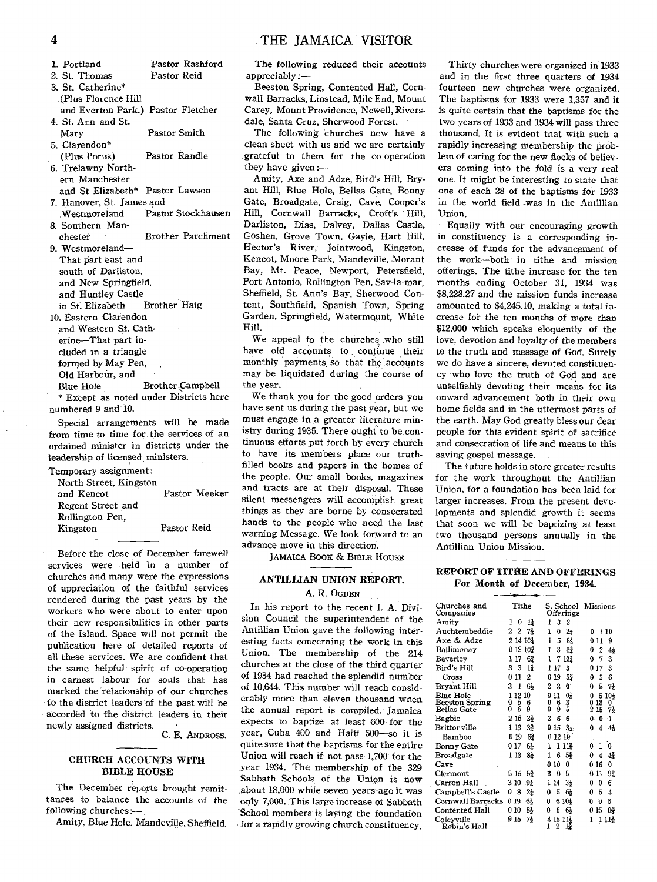1. Portland — Pastor Rashford
2. St. Thomas — Pastor Reid
3. St. Catherine* (Plus Florence Hill and Everton Park.) — Pastor Fletcher
4. St. Ann and St. Mary — Pastor Smith
5. Clarendon* (Plus Porus) — Pastor Randle
6. Trelawny Northern Manchester and St Elizabeth* — Pastor Lawson
7. Hanover, St. James and Westmoreland — Pastor Stockhausen
8. Southern Manchester — Brother Parchment
9. Westmoreland— That part east and south of Darliston, and New Springfield, and Huntley Castle in St. Elizabeth — Brother Haig
10. Eastern Clarendon and Western St. Catherine—That part included in a triangle formed by May Pen, Old Harbour, and Blue Hole — Brother Campbell

\* Except as noted under Districts here numbered 9 and 10.

Special arrangements will be made from time to time for the services of an ordained minister in districts under the leadership of licensed ministers.

Temporary assignment:

North Street, Kingston and Kencot — Pastor Meeker

Regent Street and Rollington Pen, Kingston — Pastor Reid

Before the close of December farewell services were held in a number of churches and many were the expressions of appreciation of the faithful services rendered during the past years by the workers who were about to enter upon their new responsibilities in other parts of the Island. Space will not permit the publication here of detailed reports of all these services. We are confident that the same helpful spirit of co-operation in earnest labour for souls that has marked the relationship of our churches to the district leaders of the past will be accorded to the district leaders in their newly assigned districts.

C. E. ANDROSS.

## CHURCH ACCOUNTS WITH BIBLE HOUSE

The December reports brought remittances to balance the accounts of the following churches:—

Amity, Blue Hole, Mandeville, Sheffield.

The following reduced their accounts appreciably:—

Beeston Spring, Contented Hall, Cornwall Barracks, Linstead, Mile End, Mount Carey, Mount Providence, Newell, Riversdale, Santa Cruz, Sherwood Forest.

The following churches now have a clean sheet with us and we are certainly grateful to them for the co operation they have given:—

Amity, Axe and Adze, Bird's Hill, Bryant Hill, Blue Hole, Bellas Gate, Bonny Gate, Broadgate, Craig, Cave, Cooper's Hill, Cornwall Barracks, Croft's Hill, Darliston, Dias, Dalvey, Dallas Castle, Goshen, Grove Town, Gayle, Hart Hill, Hector's River, Jointwood, Kingston, Kencot, Moore Park, Mandeville, Morant Bay, Mt. Peace, Newport, Petersfield, Port Antonio, Rollington Pen, Sav-la-mar, Sheffield, St. Ann's Bay, Sherwood Content, Southfield, Spanish Town, Spring Garden, Springfield, Watermount, White Hill.

We appeal to the churches who still have old accounts to continue their monthly payments so that the accounts may be liquidated during the course of the year.

We thank you for the good orders you have sent us during the past year, but we must engage in a greater literature ministry during 1935. There ought to be continuous efforts put forth by every church to have its members place our truth-filled books and papers in the homes of the people. Our small books, magazines and tracts are at their disposal. These silent messengers will accomplish great things as they are borne by consecrated hands to the people who need the last warning Message. We look forward to an advance move in this direction.

JAMAICA BOOK & BIBLE HOUSE

## ANTILLIAN UNION REPORT.

A. R. OGDEN

In his report to the recent I. A. Division Council the superintendent of the Antillian Union gave the following interesting facts concerning the work in this Union. The membership of the 214 churches at the close of the third quarter of 1934 had reached the splendid number of 10,644. This number will reach considerably more than eleven thousand when the annual report is compiled. Jamaica expects to baptize at least 600 for the year, Cuba 400 and Haiti 500—so it is quite sure that the baptisms for the entire Union will reach if not pass 1,700 for the year 1934. The membership of the 329 Sabbath Schools of the Union is now about 18,000 while seven years ago it was only 7,000. This large increase of Sabbath School members is laying the foundation for a rapidly growing church constituency.

Thirty churches were organized in 1933 and in the first three quarters of 1934 fourteen new churches were organized. The baptisms for 1933 were 1,357 and it is quite certain that the baptisms for the two years of 1933 and 1934 will pass three thousand. It is evident that with such a rapidly increasing membership the problem of caring for the new flocks of believers coming into the fold is a very real one. It might be interesting to state that one of each 28 of the baptisms for 1933 in the world field was in the Antillian Union.

Equally with our encouraging growth in constituency is a corresponding increase of funds for the advancement of the work—both in tithe and mission offerings. The tithe increase for the ten months ending October 31, 1934 was $8,228.27 and the mission funds increase amounted to $4,245.10, making a total increase for the ten months of more than $12,000 which speaks eloquently of the love, devotion and loyalty of the members to the truth and message of God. Surely we do have a sincere, devoted constituency who love the truth of God and are unselfishly devoting their means for its onward advancement both in their own home fields and in the uttermost parts of the earth. May God greatly bless our dear people for this evident spirit of sacrifice and consecration of life and means to this saving gospel message.

The future holds in store greater results for the work throughout the Antillian Union, for a foundation has been laid for larger increases. From the present developments and splendid growth it seems that soon we will be baptizing at least two thousand persons annually in the Antillian Union Mission.

## REPORT OF TITHE AND OFFERINGS For Month of December, 1934.

| Churches and Companies | Tithe | S. School Offerings | Missions |
|---|---|---|---|
| Amity | 1 0 1½ | 1 3 2 | |
| Auchtembeddie | 2 2 7¾ | 1 0 2½ | 0 1 10 |
| Axe & Adze | 2 14 10¼ | 1 5 8½ | 0 11 9 |
| Ballimonay | 0 12 10¾ | 1 3 8¾ | 0 2 4½ |
| Beverley | 1 17 6¾ | 1 7 10½ | 0 7 3 |
| Bird's Hill | 3 3 1½ | 1 17 3 | 0 17 3 |
| Cross | 0 11 2 | 0 19 5¾ | 0 5 6 |
| Bryant Hill | 3 1 6½ | 2 3 0 | 0 5 7½ |
| Blue Hole | 1 12 10 | 0 11 0¼ | 0 5 10½ |
| Beeston Spring | 0 5 6 | 0 6 3 | 0 18 0 |
| Bellas Gate | 0 6 9 | 0 9 5 | 2 15 7½ |
| Bagbie | 2 16 3½ | 3 6 6 | 0 0 1 |
| Brittonville | 1 13 3¾ | 0 15 3½ | 0 4 4½ |
| Bamboo | 0 19 6¾ | 0 12 10 | |
| Bonny Gate | 0 17 6¼ | 1 1 11¾ | 0 1 0 |
| Broadgate | 1 13 8¼ | 1 6 5½ | 0 4 4¾ |
| Cave | | 0 10 0 | 0 16 0 |
| Clermont | 5 15 5¾ | 3 0 5 | 0 11 9¾ |
| Carron Hall | 3 10 9¼ | 1 14 3½ | 0 0 6 |
| Campbell's Castle | 0 8 2¼ | 0 5 6½ | 0 5 4 |
| Cornwall Barracks | 0 19 6½ | 0 6 10½ | 0 0 6 |
| Contented Hall | 0 10 8½ | 0 6 6½ | 0 15 0¾ |
| Coleyville | 9 15 7½ | 4 15 11¼ | 1 1 11½ |
| Robin's Hall | | 1 2 1¾ | |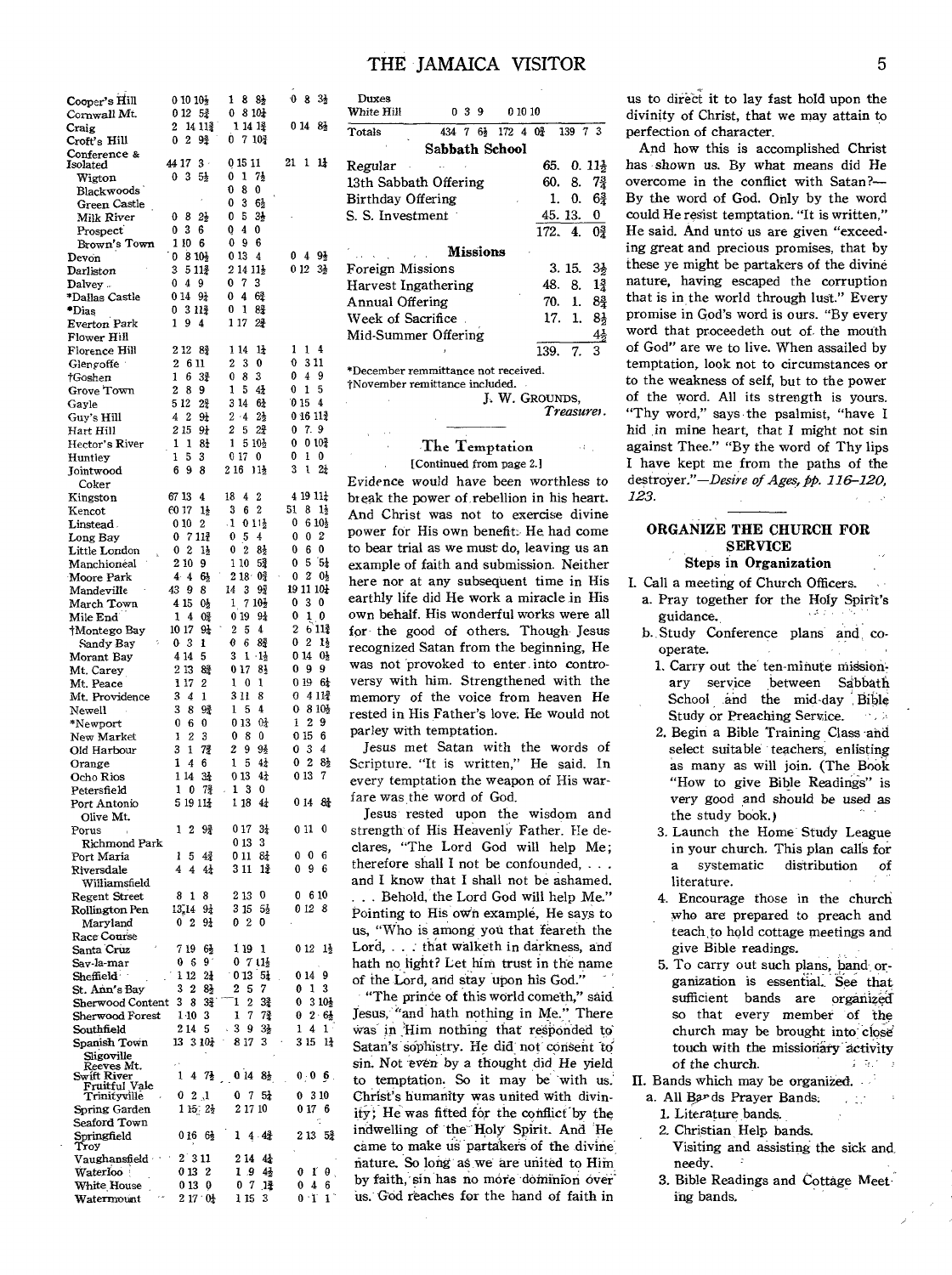| | | | |
|---|---|---|---|
| Cooper's Hill | 0 10 10½ | 1 8 8½ | 0 8 3½ |
| Cornwall Mt. | 0 12 5¾ | 0 8 10½ | |
| Craig | 2 14 11¾ | 1 14 1¾ | 0 14 8½ |
| Croft's Hill | 0 2 9¾ | 0 7 10½ | |
| Conference & Isolated | 44 17 3 | 0 15 11 | 21 1 1¼ |
| Wigton | 0 3 5½ | 0 1 7½ | |
| Blackwoods | | 0 8 0 | |
| Green Castle | | 0 3 6½ | |
| Milk River | 0 8 2½ | 0 5 3½ | |
| Prospect | 0 3 6 | 0 4 0 | |
| Brown's Town | 1 10 6 | 0 9 6 | |
| Devon | 0 8 10½ | 0 13 4 | 0 4 9½ |
| Darliston | 3 5 11¾ | 2 14 11½ | 0 12 3½ |
| Dalvey | 0 4 9 | 0 7 3 | |
| *Dallas Castle | 0 14 9½ | 0 4 6¾ | |
| *Dias | 0 3 11¾ | 0 1 8¾ | |
| Everton Park | 1 9 4 | 1 17 2¾ | |
| Flower Hill | | | |
| Florence Hill | 2 12 8¾ | 1 14 1¼ | 1 1 4 |
| Glengoffe | 2 6 11 | 2 3 0 | 0 3 11 |
| †Goshen | 1 6 3¾ | 0 8 3 | 0 4 9 |
| Grove Town | 2 8 9 | 1 5 4¾ | 0 1 5 |
| Gayle | 5 12 2¾ | 3 14 6¾ | 0 15 4 |
| Guy's Hill | 4 2 9½ | 2 4 2½ | 0 16 11¾ |
| Hart Hill | 2 15 9¼ | 2 5 2¾ | 0 7 9 |
| Hector's River | 1 1 8¼ | 1 5 10½ | 0 0 10¾ |
| Huntley | 1 5 3 | 0 17 0 | 0 1 0 |
| Jointwood | 6 9 8 | 2 16 11½ | 3 1 2¼ |
| Coker | | | |
| Kingston | 67 13 4 | 18 4 2 | 4 19 11¼ |
| Kencot | 60 17 1½ | 3 6 2 | 51 8 1½ |
| Linstead | 0 10 2 | 1 0 11½ | 0 6 10½ |
| Long Bay | 0 7 11¾ | 0 5 4 | 0 0 2 |
| Little London | 0 2 1½ | 0 2 8½ | 0 6 0 |
| Manchioneal | 2 10 9 | 1 10 5¾ | 0 5 5¼ |
| Moore Park | 4 4 6½ | 2 18 0¾ | 0 2 0½ |
| Mandeville | 43 9 8 | 14 3 9¾ | 19 11 10½ |
| March Town | 4 15 0½ | 1 7 10½ | 0 3 0 |
| Mile End | 1 4 0¾ | 0 19 9¼ | 0 1 0 |
| †Montego Bay | 10 17 9¼ | 2 5 4 | 2 6 11¾ |
| Sandy Bay | 0 3 1 | 0 6 8¾ | 0 2 1½ |
| Morant Bay | 4 14 5 | 3 1 1½ | 0 14 0½ |
| Mt. Carey | 2 13 8¾ | 0 17 8½ | 0 9 9 |
| Mt. Peace | 1 17 2 | 1 0 1 | 0 19 6¼ |
| Mt. Providence | 3 4 1 | 3 11 8 | 0 4 11¾ |
| Newell | 3 8 9¾ | 1 5 4 | 0 8 10½ |
| *Newport | 0 6 0 | 0 13 0½ | 1 2 9 |
| New Market | 1 2 3 | 0 8 0 | 0 15 6 |
| Old Harbour | 3 1 7¾ | 2 9 9½ | 0 3 4 |
| Orange | 1 4 6 | 1 5 4½ | 0 2 8½ |
| Ocho Rios | 1 14 3¼ | 0 13 4½ | 0 13 7 |
| Petersfield | 1 0 7¾ | 1 3 0 | |
| Port Antonio | 5 19 11¼ | 1 18 4¼ | 0 14 8¾ |
| Olive Mt. | | | |
| Porus | 1 2 9¾ | 0 17 3½ | 0 11 0 |
| Richmond Park | | 0 13 3 | |
| Port Maria | 1 5 4¾ | 0 11 6½ | 0 0 6 |
| Riversdale | 4 4 4¼ | 3 11 1¾ | 0 9 6 |
| Williamsfield | | | |
| Regent Street | 8 1 8 | 2 13 0 | 0 6 10 |
| Rollington Pen | 13 14 9¼ | 3 15 5½ | 0 12 8 |
| Maryland | 0 2 9½ | 0 2 0 | |
| Race Course | | | |
| Santa Cruz | 7 19 6½ | 1 19 1 | 0 12 1½ |
| Sav-la-mar | 0 6 9 | 0 7 11½ | |
| Sheffield | 1 12 2¼ | 0 13 5¼ | 0 14 9 |
| St. Ann's Bay | 3 2 8¾ | 2 5 7 | 0 1 3 |
| Sherwood Content | 3 8 3¾ | 1 2 3¾ | 0 3 10½ |
| Sherwood Forest | 1 10 3 | 1 7 7¾ | 0 2 6½ |
| Southfield | 2 14 5 | 3 9 3½ | 1 4 1 |
| Spanish Town | 13 3 10½ | 8 17 3 | 3 15 1¼ |
| Sligoville | | | |
| Reeves Mt. | | | |
| Swift River | 1 4 7½ | 0 14 8½ | 0 0 6 |
| Fruitful Vale | | | |
| Trinityville | 0 2 1 | 0 7 5¼ | 0 3 10 |
| Spring Garden | 1 15 2½ | 2 17 10 | 0 17 6 |
| Seaford Town | | | |
| Springfield | 0 16 6½ | 1 4 4¾ | 2 13 5¾ |
| Troy | | | |
| Vaughansfield | 2 3 11 | 2 14 4¼ | |
| Waterloo | 0 13 2 | 1 9 4¾ | 0 1 0 |
| White House | 0 13 0 | 0 7 1¾ | 0 4 6 |
| Watermount | 2 17 0¼ | 1 15 3 | 0 1 1 |
| Duxes | | | |
| White Hill | 0 3 9 | 0 10 10 | |
| Totals | 434 7 6½ | 172 4 0¾ | 139 7 3 |

**Sabbath School**

| | |
|---|---|
| Regular | 65. 0. 11½ |
| 13th Sabbath Offering | 60. 8. 7¾ |
| Birthday Offering | 1. 0. 6¾ |
| S. S. Investment | 45. 13. 0 |
| | 172. 4. 0¾ |

**Missions**

| | |
|---|---|
| Foreign Missions | 3. 15. 3½ |
| Harvest Ingathering | 48. 8. 1¾ |
| Annual Offering | 70. 1. 8¾ |
| Week of Sacrifice | 17. 1. 8½ |
| Mid-Summer Offering | 4½ |
| | 139. 7. 3 |

*December remmittance not received.
†November remittance included.

J. W. GROUNDS,
*Treasurer.*

## The Temptation

[Continued from page 2.]

Evidence would have been worthless to break the power of rebellion in his heart. And Christ was not to exercise divine power for His own benefit. He had come to bear trial as we must do, leaving us an example of faith and submission. Neither here nor at any subsequent time in His earthly life did He work a miracle in His own behalf. His wonderful works were all for the good of others. Though Jesus recognized Satan from the beginning, He was not provoked to enter into controversy with him. Strengthened with the memory of the voice from heaven He rested in His Father's love. He would not parley with temptation.

Jesus met Satan with the words of Scripture. "It is written," He said. In every temptation the weapon of His warfare was the word of God.

Jesus rested upon the wisdom and strength of His Heavenly Father. He declares, "The Lord God will help Me; therefore shall I not be confounded, . . . and I know that I shall not be ashamed. . . . Behold, the Lord God will help Me." Pointing to His own example, He says to us, "Who is among you that feareth the Lord, . . . that walketh in darkness, and hath no light? Let him trust in the name of the Lord, and stay upon his God."

"The prince of this world cometh," said Jesus, "and hath nothing in Me." There was in Him nothing that responded to Satan's sophistry. He did not consent to sin. Not even by a thought did He yield to temptation. So it may be with us. Christ's humanity was united with divinity; He was fitted for the conflict by the indwelling of the Holy Spirit. And He came to make us partakers of the divine nature. So long as we are united to Him by faith, sin has no more dominion over us. God reaches for the hand of faith in us to direct it to lay fast hold upon the divinity of Christ, that we may attain to perfection of character.

And how this is accomplished Christ has shown us. By what means did He overcome in the conflict with Satan?— By the word of God. Only by the word could He resist temptation. "It is written," He said. And unto us are given "exceeding great and precious promises, that by these ye might be partakers of the divine nature, having escaped the corruption that is in the world through lust." Every promise in God's word is ours. "By every word that proceedeth out of the mouth of God" are we to live. When assailed by temptation, look not to circumstances or to the weakness of self, but to the power of the word. All its strength is yours. "Thy word," says the psalmist, "have I hid in mine heart, that I might not sin against Thee." "By the word of Thy lips I have kept me from the paths of the destroyer."—*Desire of Ages, pp. 116–120, 123.*

## ORGANIZE THE CHURCH FOR SERVICE

### Steps in Organization

I. Call a meeting of Church Officers.
   a. Pray together for the Holy Spirit's guidance.
   b. Study Conference plans and co-operate.
      1. Carry out the ten-minute missionary service between Sabbath School and the mid-day Bible Study or Preaching Service.
      2. Begin a Bible Training Class and select suitable teachers, enlisting as many as will join. (The Book "How to give Bible Readings" is very good and should be used as the study book.)
      3. Launch the Home Study League in your church. This plan calls for a systematic distribution of literature.
      4. Encourage those in the church who are prepared to preach and teach to hold cottage meetings and give Bible readings.
      5. To carry out such plans, band organization is essential. See that sufficient bands are organized so that every member of the church may be brought into close touch with the missionary activity of the church.

II. Bands which may be organized.
   a. All Bands Prayer Bands.
      1. Literature bands.
      2. Christian Help bands. Visiting and assisting the sick and needy.
      3. Bible Readings and Cottage Meeting bands.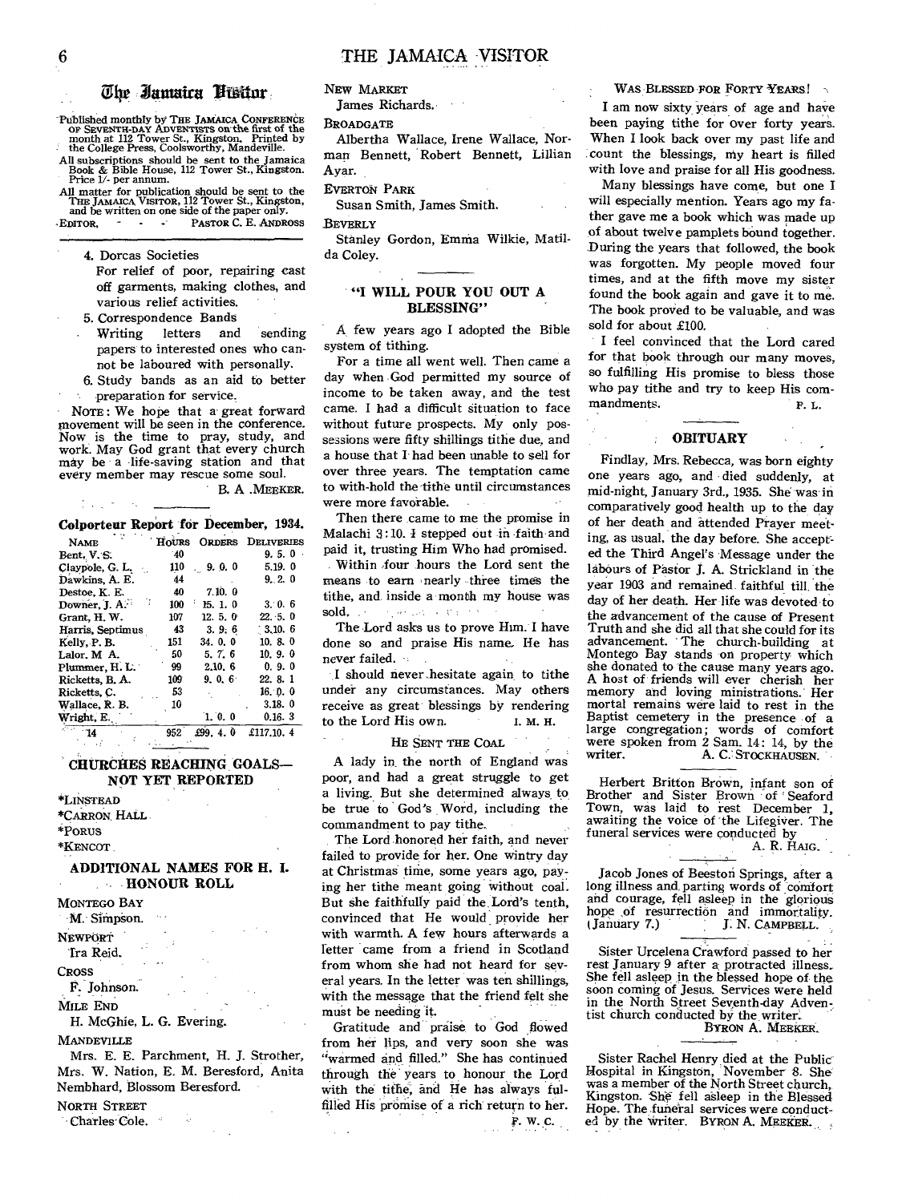## The Jamaica Visitor

Published monthly by THE JAMAICA CONFERENCE OF SEVENTH-DAY ADVENTISTS on the first of the month at 112 Tower St., Kingston. Printed by the College Press, Coolsworthy, Mandeville.

All subscriptions should be sent to the Jamaica Book & Bible House, 112 Tower St., Kingston. Price 1/- per annum.

All matter for publication should be sent to the THE JAMAICA VISITOR, 112 Tower St., Kingston, and be written on one side of the paper only.

EDITOR, - - - PASTOR C. E. ANDROSS

4. Dorcas Societies
   For relief of poor, repairing cast off garments, making clothes, and various relief activities.
5. Correspondence Bands
   Writing letters and sending papers to interested ones who cannot be laboured with personally.
6. Study bands as an aid to better preparation for service.

NOTE: We hope that a great forward movement will be seen in the conference. Now is the time to pray, study, and work. May God grant that every church may be a life-saving station and that every member may rescue some soul.

B. A. MEEKER.

### Colporteur Report for December, 1934.

| NAME | HOURS | ORDERS | DELIVERIES |
|---|---|---|---|
| Bent, V. S. | 40 | | 9. 5. 0 |
| Claypole, G. L. | 110 | 9. 0. 0 | 5.19. 0 |
| Dawkins, A. E. | 44 | | 9. 2. 0 |
| Destoe, K. E. | 40 | 7.10. 0 | |
| Downer, J. A. | 100 | 15. 1. 0 | 3. 0. 6 |
| Grant, H. W. | 107 | 12. 5. 0 | 22. 5. 0 |
| Harris, Septimus | 43 | 3. 9. 6 | 3.10. 6 |
| Kelly, P. B. | 151 | 34. 0. 0 | 10. 8. 0 |
| Lalor, M. A. | 50 | 5. 7. 6 | 10. 9. 0 |
| Plummer, H. L. | 99 | 2.10. 6 | 0. 9. 0 |
| Ricketts, B. A. | 109 | 9. 0. 6 | 22. 8. 1 |
| Ricketts, C. | 53 | | 16. 0. 0 |
| Wallace, R. B. | 10 | | 3.18. 0 |
| Wright, E. | | 1. 0. 0 | 0.16. 3 |
| 14 | 952 | £99. 4. 0 | £117.10. 4 |

### CHURCHES REACHING GOALS—NOT YET REPORTED

*LINSTEAD
*CARRON HALL
*PORUS
*KENCOT

### ADDITIONAL NAMES FOR H. I. HONOUR ROLL

MONTEGO BAY
M. Simpson.

NEWPORT
Ira Reid.

CROSS
F. Johnson.

MILE END
H. McGhie, L. G. Evering.

MANDEVILLE
Mrs. E. E. Parchment, H. J. Strother, Mrs. W. Nation, E. M. Beresford, Anita Nembhard, Blossom Beresford.

NORTH STREET
Charles Cole.

NEW MARKET
James Richards.

BROADGATE
Albertha Wallace, Irene Wallace, Norman Bennett, Robert Bennett, Lillian Ayar.

EVERTON PARK
Susan Smith, James Smith.

BEVERLY
Stanley Gordon, Emma Wilkie, Matilda Coley.

### "I WILL POUR YOU OUT A BLESSING"

A few years ago I adopted the Bible system of tithing.

For a time all went well. Then came a day when God permitted my source of income to be taken away, and the test came. I had a difficult situation to face without future prospects. My only possessions were fifty shillings tithe due, and a house that I had been unable to sell for over three years. The temptation came to with-hold the tithe until circumstances were more favorable.

Then there came to me the promise in Malachi 3:10. I stepped out in faith and paid it, trusting Him Who had promised.

Within four hours the Lord sent the means to earn nearly three times the tithe, and inside a month my house was sold.

The Lord asks us to prove Him. I have done so and praise His name. He has never failed.

I should never hesitate again to tithe under any circumstances. May others receive as great blessings by rendering to the Lord His own. I. M. H.

#### HE SENT THE COAL

A lady in the north of England was poor, and had a great struggle to get a living. But she determined always to be true to God's Word, including the commandment to pay tithe.

The Lord honored her faith, and never failed to provide for her. One wintry day at Christmas time, some years ago, paying her tithe meant going without coal. But she faithfully paid the Lord's tenth, convinced that He would provide her with warmth. A few hours afterwards a letter came from a friend in Scotland from whom she had not heard for several years. In the letter was ten shillings, with the message that the friend felt she must be needing it.

Gratitude and praise to God flowed from her lips, and very soon she was "warmed and filled." She has continued through the years to honour the Lord with the tithe, and He has always fulfilled His promise of a rich return to her. F. W. C.

#### WAS BLESSED FOR FORTY YEARS!

I am now sixty years of age and have been paying tithe for over forty years. When I look back over my past life and count the blessings, my heart is filled with love and praise for all His goodness.

Many blessings have come, but one I will especially mention. Years ago my father gave me a book which was made up of about twelve pamphlets bound together. During the years that followed, the book was forgotten. My people moved four times, and at the fifth move my sister found the book again and gave it to me. The book proved to be valuable, and was sold for about £100.

I feel convinced that the Lord cared for that book through our many moves, so fulfilling His promise to bless those who pay tithe and try to keep His commandments. F. L.

### OBITUARY

Findlay, Mrs. Rebecca, was born eighty one years ago, and died suddenly, at mid-night, January 3rd., 1935. She was in comparatively good health up to the day of her death and attended Prayer meeting, as usual, the day before. She accepted the Third Angel's Message under the labours of Pastor J. A. Strickland in the year 1903 and remained faithful till the day of her death. Her life was devoted to the advancement of the cause of Present Truth and she did all that she could for its advancement. The church-building at Montego Bay stands on property which she donated to the cause many years ago. A host of friends will ever cherish her memory and loving ministrations. Her mortal remains were laid to rest in the Baptist cemetery in the presence of a large congregation; words of comfort were spoken from 2 Sam. 14: 14, by the writer. A. C. STOCKHAUSEN.

Herbert Britton Brown, infant son of Brother and Sister Brown of Seaford Town, was laid to rest December 1, awaiting the voice of the Lifegiver. The funeral services were conducted by A. R. HAIG.

Jacob Jones of Beeston Springs, after a long illness and parting words of comfort and courage, fell asleep in the glorious hope of resurrection and immortality. (January 7.) J. N. CAMPBELL.

Sister Urcelena Crawford passed to her rest January 9 after a protracted illness. She fell asleep in the blessed hope of the soon coming of Jesus. Services were held in the North Street Seventh-day Adventist church conducted by the writer. BYRON A. MEEKER.

Sister Rachel Henry died at the Public Hospital in Kingston, November 8. She was a member of the North Street church, Kingston. She fell asleep in the Blessed Hope. The funeral services were conducted by the writer. BYRON A. MEEKER.